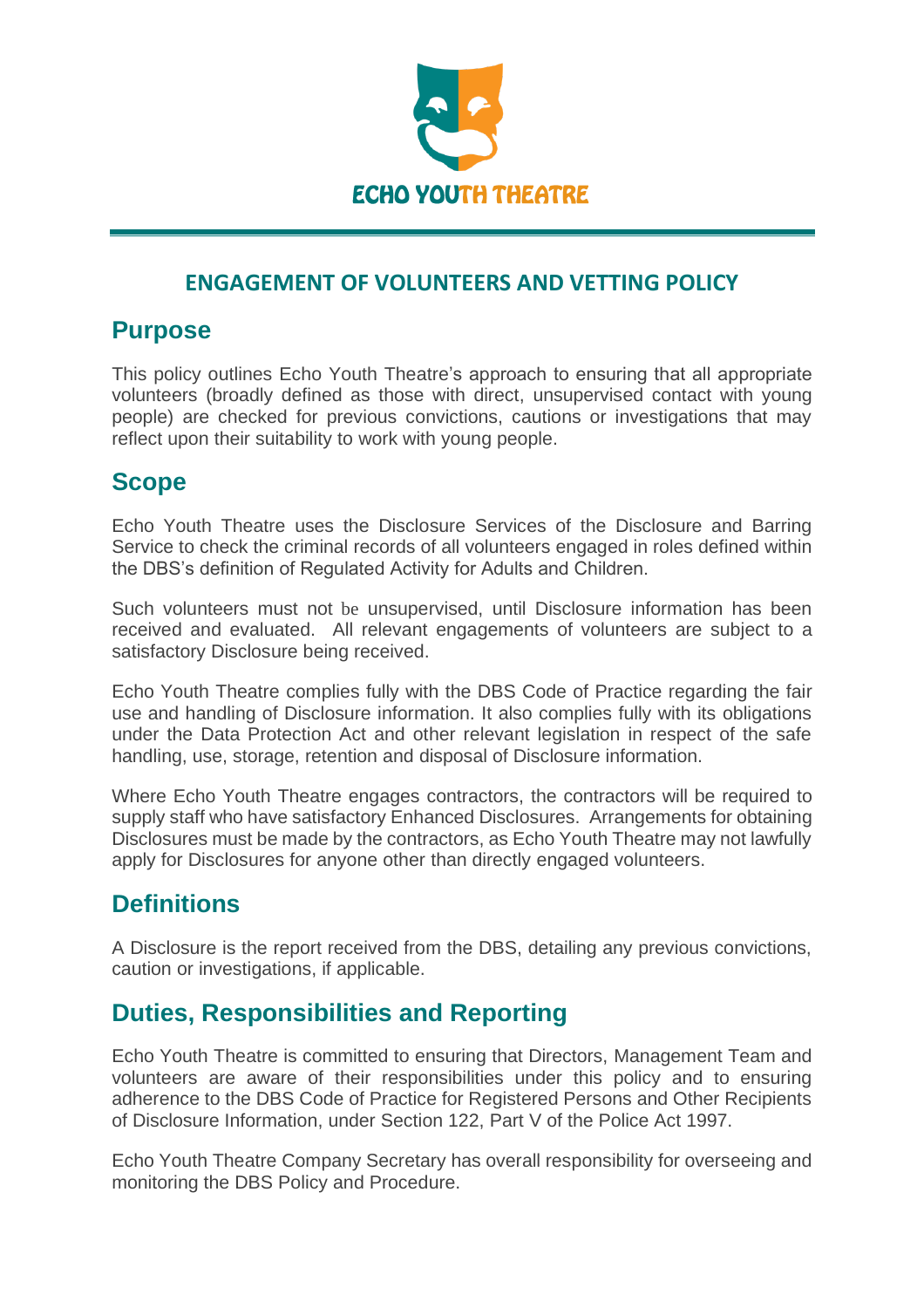ECHO YOUTH THEATRE

# ENGAGEMENT OF VOLUNTEERS AND VETTING POLICY

## Purpose

This policy outlines Echo Youth Theatre's approach to ensuring that all appropriate volunteers (broadly defined as those with direct, unsupervised contact with young people) are checked for previous convictions, cautions or investigations that may reflect upon their suitability to work with young people.

## Scope

Echo Youth Theatre uses the Disclosure Services of the Disclosure and Barring Service to check the criminal records of all volunteers engaged in roles defined within the DBS's definition of Regulated Activity for Adults and Children.

Such volunteers must not be unsupervised, until Disclosure information has been received and evaluated. All relevant engagements of volunteers are subject to a satisfactory Disclosure being received.

Echo Youth Theatre complies fully with the DBS Code of Practice regarding the fair use and handling of Disclosure information. It also complies fully with its obligations under the Data Protection Act and other relevant legislation in respect of the safe handling, use, storage, retention and disposal of Disclosure information.

Where Echo Youth Theatre engages contractors, the contractors will be required to supply staff who have satisfactory Enhanced Disclosures. Arrangements for obtaining Disclosures must be made by the contractors, as Echo Youth Theatre may not lawfully apply for Disclosures for anyone other than directly engaged volunteers.

## Definitions

A Disclosure is the report received from the DBS, detailing any previous convictions, caution or investigations, if applicable.

## Duties, Responsibilities and Reporting

Echo Youth Theatre is committed to ensuring that Directors, Management Team and volunteers are aware of their responsibilities under this policy and to ensuring adherence to the DBS Code of Practice for Registered Persons and Other Recipients of Disclosure Information, under Section 122, Part V of the Police Act 1997.

Echo Youth Theatre Company Secretary has overall responsibility for overseeing and monitoring the DBS Policy and Procedure.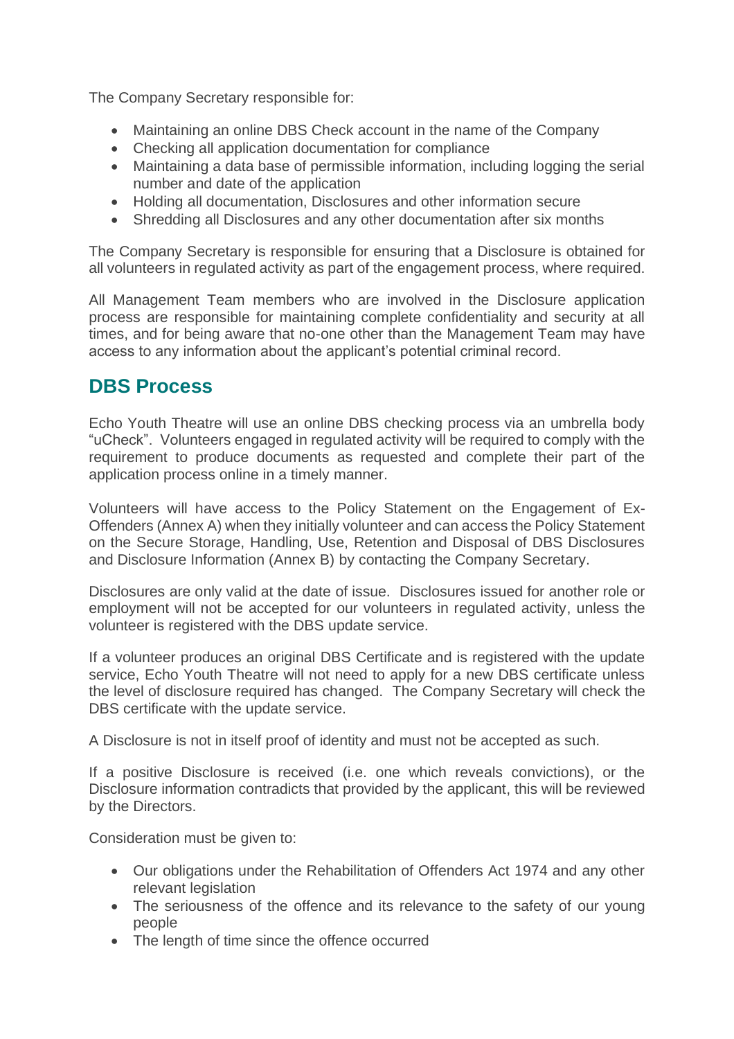The Company Secretary responsible for:

- Maintaining an online DBS Check account in the name of the Company
- Checking all application documentation for compliance
- Maintaining a data base of permissible information, including logging the serial number and date of the application
- Holding all documentation, Disclosures and other information secure
- Shredding all Disclosures and any other documentation after six months

The Company Secretary is responsible for ensuring that a Disclosure is obtained for all volunteers in regulated activity as part of the engagement process, where required.

All Management Team members who are involved in the Disclosure application process are responsible for maintaining complete confidentiality and security at all times, and for being aware that no-one other than the Management Team may have access to any information about the applicant's potential criminal record.

## DBS Process

Echo Youth Theatre will use an online DBS checking process via an umbrella body "uCheck". Volunteers engaged in regulated activity will be required to comply with the requirement to produce documents as requested and complete their part of the application process online in a timely manner.

Volunteers will have access to the Policy Statement on the Engagement of Ex-Offenders (Annex A) when they initially volunteer and can access the Policy Statement on the Secure Storage, Handling, Use, Retention and Disposal of DBS Disclosures and Disclosure Information (Annex B) by contacting the Company Secretary.

Disclosures are only valid at the date of issue. Disclosures issued for another role or employment will not be accepted for our volunteers in regulated activity, unless the volunteer is registered with the DBS update service.

If a volunteer produces an original DBS Certificate and is registered with the update service, Echo Youth Theatre will not need to apply for a new DBS certificate unless the level of disclosure required has changed. The Company Secretary will check the DBS certificate with the update service.

A Disclosure is not in itself proof of identity and must not be accepted as such.

If a positive Disclosure is received (i.e. one which reveals convictions), or the Disclosure information contradicts that provided by the applicant, this will be reviewed by the Directors.

Consideration must be given to:

- Our obligations under the Rehabilitation of Offenders Act 1974 and any other relevant legislation
- The seriousness of the offence and its relevance to the safety of our young people
- The length of time since the offence occurred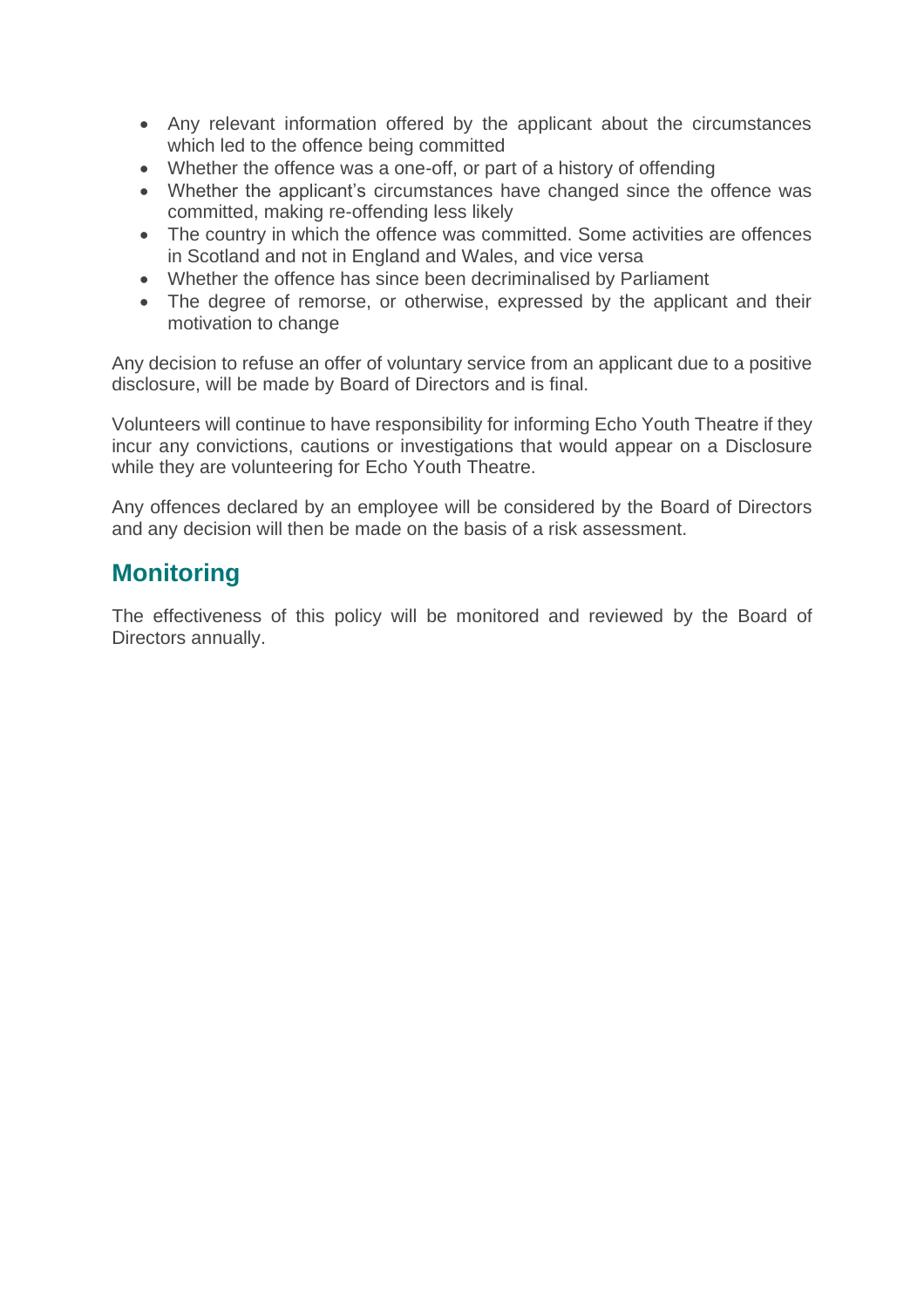- Any relevant information offered by the applicant about the circumstances which led to the offence being committed
- Whether the offence was a one-off, or part of a history of offending
- Whether the applicant's circumstances have changed since the offence was committed, making re-offending less likely
- The country in which the offence was committed. Some activities are offences in Scotland and not in England and Wales, and vice versa
- Whether the offence has since been decriminalised by Parliament
- The degree of remorse, or otherwise, expressed by the applicant and their motivation to change

Any decision to refuse an offer of voluntary service from an applicant due to a positive disclosure, will be made by Board of Directors and is final.

Volunteers will continue to have responsibility for informing Echo Youth Theatre if they incur any convictions, cautions or investigations that would appear on a Disclosure while they are volunteering for Echo Youth Theatre.

Any offences declared by an employee will be considered by the Board of Directors and any decision will then be made on the basis of a risk assessment.

## Monitoring

The effectiveness of this policy will be monitored and reviewed by the Board of Directors annually.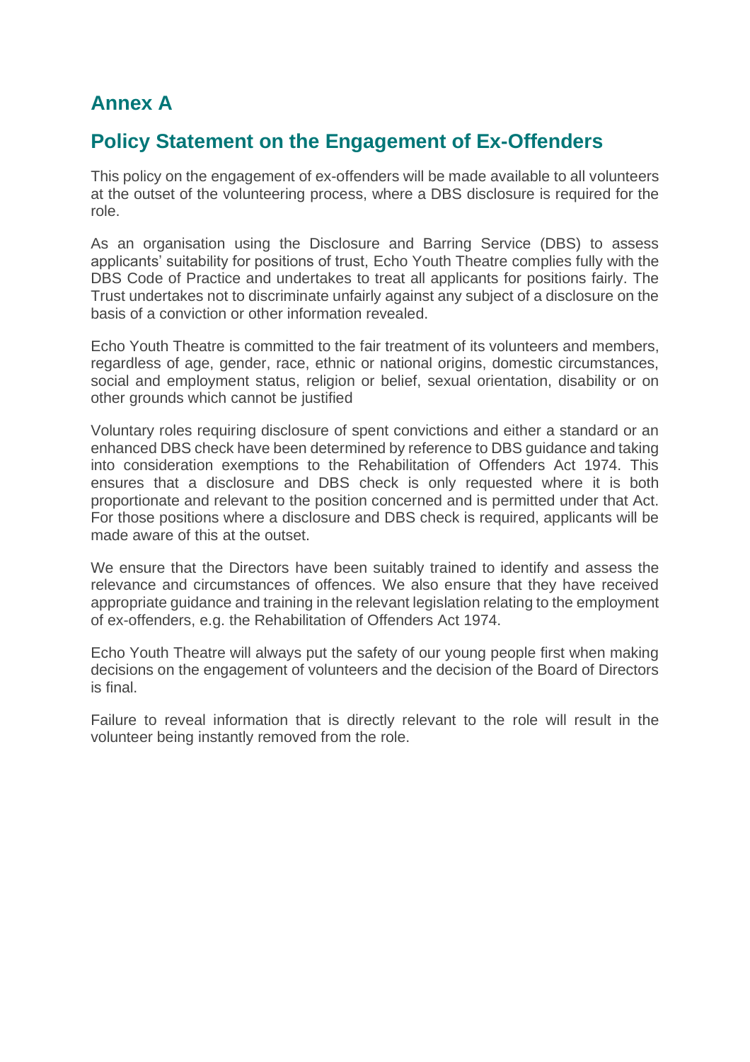## Annex A

## Policy Statement on the Engagement of Ex-Offenders

This policy on the engagement of ex-offenders will be made available to all volunteers at the outset of the volunteering process, where a DBS disclosure is required for the role.

As an organisation using the Disclosure and Barring Service (DBS) to assess applicants' suitability for positions of trust, Echo Youth Theatre complies fully with the DBS Code of Practice and undertakes to treat all applicants for positions fairly. The Trust undertakes not to discriminate unfairly against any subject of a disclosure on the basis of a conviction or other information revealed.

Echo Youth Theatre is committed to the fair treatment of its volunteers and members, regardless of age, gender, race, ethnic or national origins, domestic circumstances, social and employment status, religion or belief, sexual orientation, disability or on other grounds which cannot be justified

Voluntary roles requiring disclosure of spent convictions and either a standard or an enhanced DBS check have been determined by reference to DBS guidance and taking into consideration exemptions to the Rehabilitation of Offenders Act 1974. This ensures that a disclosure and DBS check is only requested where it is both proportionate and relevant to the position concerned and is permitted under that Act. For those positions where a disclosure and DBS check is required, applicants will be made aware of this at the outset.

We ensure that the Directors have been suitably trained to identify and assess the relevance and circumstances of offences. We also ensure that they have received appropriate guidance and training in the relevant legislation relating to the employment of ex-offenders, e.g. the Rehabilitation of Offenders Act 1974.

Echo Youth Theatre will always put the safety of our young people first when making decisions on the engagement of volunteers and the decision of the Board of Directors is final.

Failure to reveal information that is directly relevant to the role will result in the volunteer being instantly removed from the role.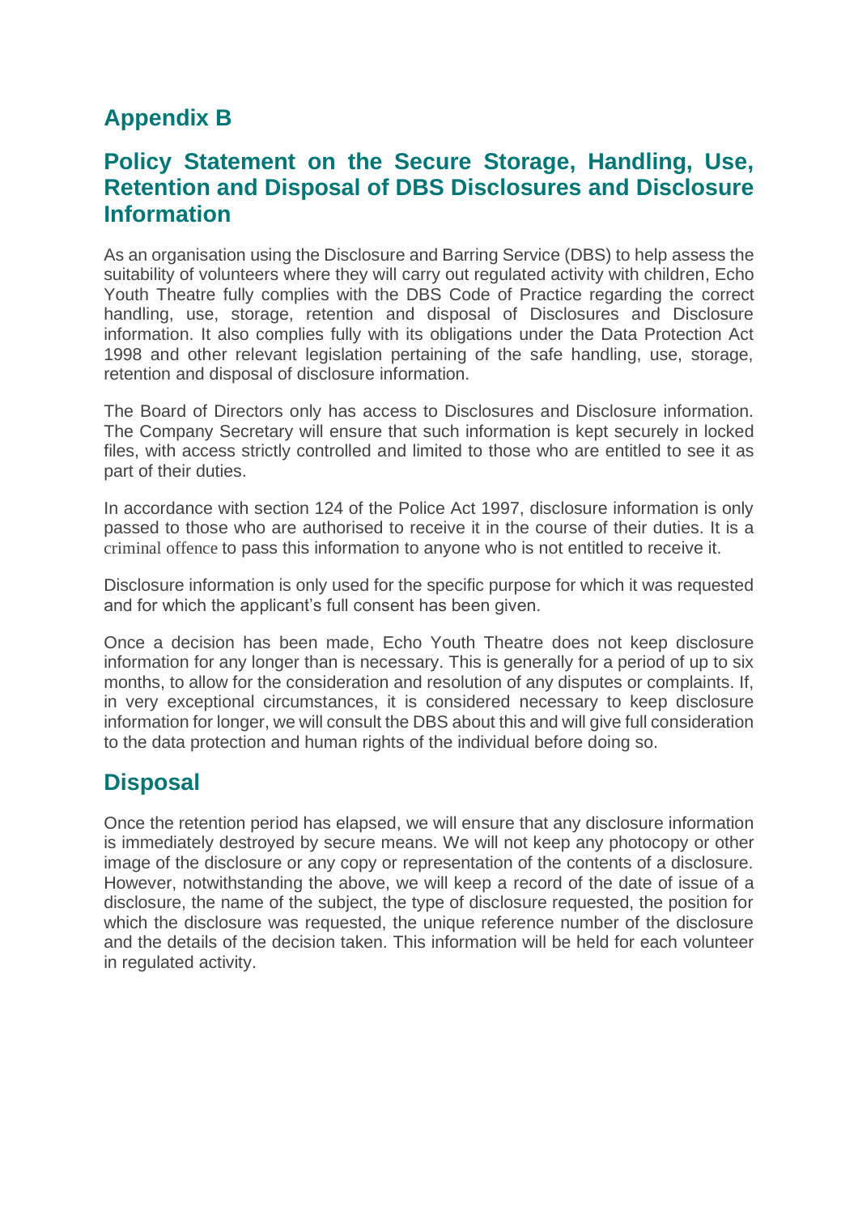## Appendix B

## Policy Statement on the Secure Storage, Handling, Use, Retention and Disposal of DBS Disclosures and Disclosure Information

As an organisation using the Disclosure and Barring Service (DBS) to help assess the suitability of volunteers where they will carry out regulated activity with children, Echo Youth Theatre fully complies with the DBS Code of Practice regarding the correct handling, use, storage, retention and disposal of Disclosures and Disclosure information. It also complies fully with its obligations under the Data Protection Act 1998 and other relevant legislation pertaining of the safe handling, use, storage, retention and disposal of disclosure information.

The Board of Directors only has access to Disclosures and Disclosure information. The Company Secretary will ensure that such information is kept securely in locked files, with access strictly controlled and limited to those who are entitled to see it as part of their duties.

In accordance with section 124 of the Police Act 1997, disclosure information is only passed to those who are authorised to receive it in the course of their duties. It is a criminal offence to pass this information to anyone who is not entitled to receive it.

Disclosure information is only used for the specific purpose for which it was requested and for which the applicant's full consent has been given.

Once a decision has been made, Echo Youth Theatre does not keep disclosure information for any longer than is necessary. This is generally for a period of up to six months, to allow for the consideration and resolution of any disputes or complaints. If, in very exceptional circumstances, it is considered necessary to keep disclosure information for longer, we will consult the DBS about this and will give full consideration to the data protection and human rights of the individual before doing so.

## Disposal

Once the retention period has elapsed, we will ensure that any disclosure information is immediately destroyed by secure means. We will not keep any photocopy or other image of the disclosure or any copy or representation of the contents of a disclosure. However, notwithstanding the above, we will keep a record of the date of issue of a disclosure, the name of the subject, the type of disclosure requested, the position for which the disclosure was requested, the unique reference number of the disclosure and the details of the decision taken. This information will be held for each volunteer in regulated activity.